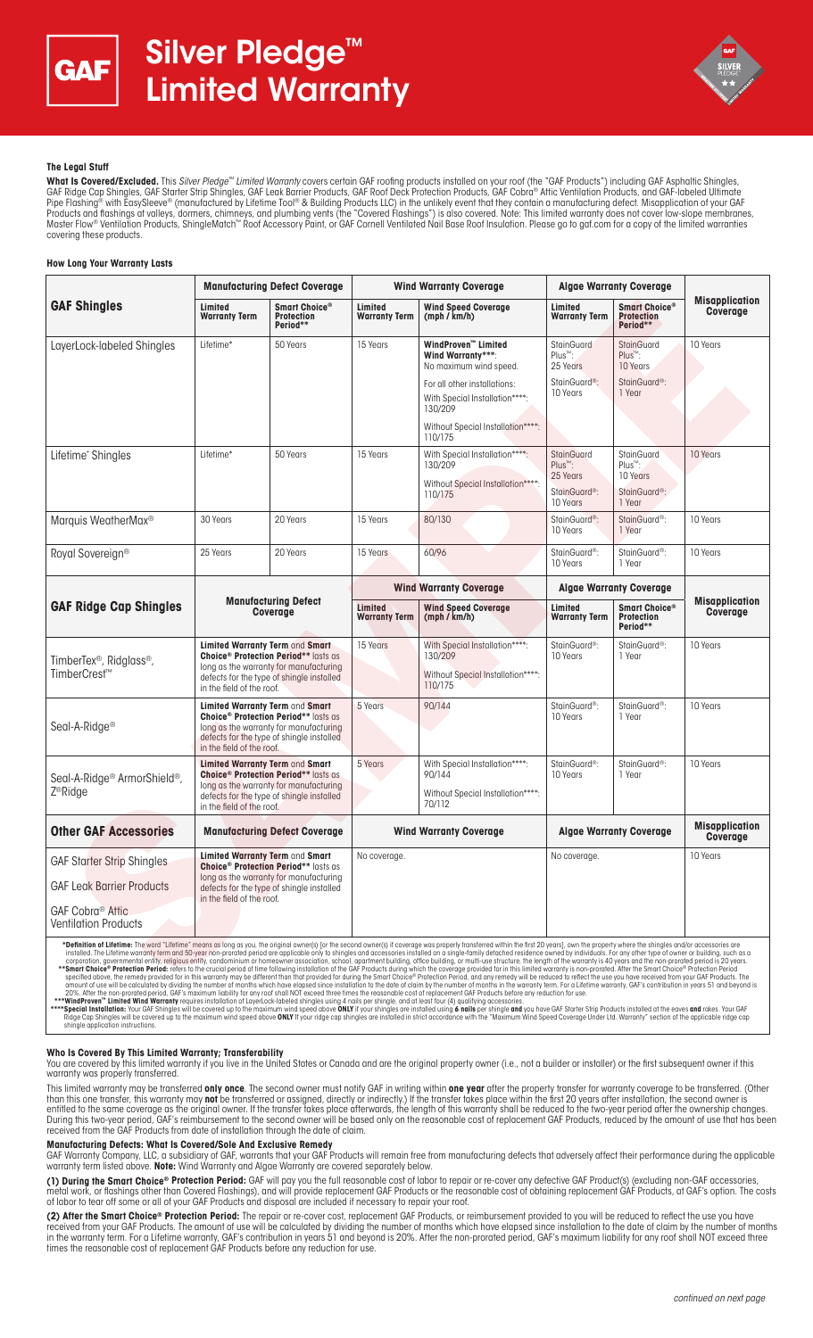# Silver Pledge™ Limited Warranty

### The Legal Stuff

**What Is Covered/Excluded.** This *Silver Pledge™ Limited Warranty* covers certain GAF roofing products installed on your roof (the "GAF Products") including GAF Asphaltic Shingles, GAF Ridge Cap Shingles, GAF Starter Strip Shingles, GAF Leak Barrier Products, GAF Roof Deck Protection Products, GAF Cobra® Attic Ventilation Products, and GAF-labeled Ultimate Pipe Flashing® with EasySleeve® (manufactured by Lifetime Tool® & Building Products LLC) in the unlikely event that they contain a manufacturing defect. Misapplication of your GAF Products and flashings at valleys, dormers, chimneys, and plumbing vents (the "Covered Flashings") is also covered. Note: This limited warranty does not cover low-slope membranes, Master Flow® Ventilation Products, ShingleMatch™ Roof Accessory Paint, or GAF Cornell Ventilated Nail Base Roof Insulation. Please go to gaf.com for a copy of the limited warranties covering these products.

### How Long Your Warranty Lasts

| GAF Shingles | Manufacturing Defect Coverage | | Wind Warranty Coverage | | Algae Warranty Coverage | | Misapplication Coverage |
|---|---|---|---|---|---|---|---|
| | **Limited Warranty Term** | **Smart Choice® Protection Period**** | **Limited Warranty Term** | **Wind Speed Coverage (mph / km/h)** | **Limited Warranty Term** | **Smart Choice® Protection Period**** | |
| LayerLock-labeled Shingles | Lifetime* | 50 Years | 15 Years | **WindProven™ Limited Wind Warranty*****: No maximum wind speed. For all other installations: With Special Installation****: 130/209 Without Special Installation****: 110/175 | StainGuard Plus™: 25 Years StainGuard®: 10 Years | StainGuard Plus™: 10 Years StainGuard®: 1 Year | 10 Years |
| Lifetime* Shingles | Lifetime* | 50 Years | 15 Years | With Special Installation****: 130/209 Without Special Installation****: 110/175 | StainGuard Plus™: 25 Years StainGuard®: 10 Years | StainGuard Plus™: 10 Years StainGuard®: 1 Year | 10 Years |
| Marquis WeatherMax® | 30 Years | 20 Years | 15 Years | 80/130 | StainGuard®: 10 Years | StainGuard®: 1 Year | 10 Years |
| Royal Sovereign® | 25 Years | 20 Years | 15 Years | 60/96 | StainGuard®: 10 Years | StainGuard®: 1 Year | 10 Years |
| **GAF Ridge Cap Shingles** | **Manufacturing Defect Coverage** | | **Wind Warranty Coverage** | | **Algae Warranty Coverage** | | **Misapplication Coverage** |
| | | | **Limited Warranty Term** | **Wind Speed Coverage (mph / km/h)** | **Limited Warranty Term** | **Smart Choice® Protection Period**** | |
| TimberTex®, Ridglass®, TimberCrest™ | **Limited Warranty Term** and **Smart Choice® Protection Period**** lasts as long as the warranty for manufacturing defects for the type of shingle installed in the field of the roof. | | 15 Years | With Special Installation****: 130/209 Without Special Installation****: 110/175 | StainGuard®: 10 Years | StainGuard®: 1 Year | 10 Years |
| Seal-A-Ridge® | **Limited Warranty Term** and **Smart Choice® Protection Period**** lasts as long as the warranty for manufacturing defects for the type of shingle installed in the field of the roof. | | 5 Years | 90/144 | StainGuard®: 10 Years | StainGuard®: 1 Year | 10 Years |
| Seal-A-Ridge® ArmorShield®, Z®Ridge | **Limited Warranty Term** and **Smart Choice® Protection Period**** lasts as long as the warranty for manufacturing defects for the type of shingle installed in the field of the roof. | | 5 Years | With Special Installation****: 90/144 Without Special Installation****: 70/112 | StainGuard®: 10 Years | StainGuard®: 1 Year | 10 Years |
| **Other GAF Accessories** | **Manufacturing Defect Coverage** | | **Wind Warranty Coverage** | | **Algae Warranty Coverage** | | **Misapplication Coverage** |
| GAF Starter Strip Shingles; GAF Leak Barrier Products; GAF Cobra® Attic Ventilation Products | **Limited Warranty Term** and **Smart Choice® Protection Period**** lasts as long as the warranty for manufacturing defects for the type of shingle installed in the field of the roof. | | No coverage. | | No coverage. | | 10 Years |

***Definition of Lifetime:** The word "Lifetime" means as long as you, the original owner(s) [or the second owner(s) if coverage was properly transferred within the first 20 years], own the property where the shingles and/or accessories are installed. The Lifetime warranty term and 50-year non-prorated period are applicable only to shingles and accessories installed on a single-family detached residence owned by individuals. For any other type of owner or building, such as a corporation, governmental entity, religious entity, condominium or homeowner association, school, apartment building, office building, or multi-use structure, the length of the warranty is 40 years and the non-prorated period is 20 years.

****Smart Choice® Protection Period:** refers to the crucial period of time following installation of the GAF Products during which the coverage provided for in this limited warranty is non-prorated. After the Smart Choice® Protection Period specified above, the remedy provided for in this warranty may be different than that provided for during the Smart Choice® Protection Period, and any remedy will be reduced to reflect the use you have received from your GAF Products. The amount of use will be calculated by dividing the number of months which have elapsed since installation to the date of claim by the number of months in the warranty term. For a Lifetime warranty, GAF's contribution in years 51 and beyond is 20%. After the non-prorated period, GAF's maximum liability for any roof shall NOT exceed three times the reasonable cost of replacement GAF Products before any reduction for use.

*****WindProven™ Limited Wind Warranty** requires installation of LayerLock-labeled shingles using 4 nails per shingle, and at least four (4) qualifying accessories.

******Special Installation:** Your GAF Shingles will be covered up to the maximum wind speed above **ONLY** if your shingles are installed using **6 nails** per shingle **and** you have GAF Starter Strip Products installed at the eaves **and** rakes. Your GAF Ridge Cap Shingles will be covered up to the maximum wind speed above **ONLY** if your ridge cap shingles are installed in strict accordance with the "Maximum Wind Speed Coverage Under Ltd. Warranty" section of the applicable ridge cap shingle application instructions.

### Who Is Covered By This Limited Warranty; Transferability

You are covered by this limited warranty if you live in the United States or Canada and are the original property owner (i.e., not a builder or installer) or the first subsequent owner if this warranty was properly transferred.

This limited warranty may be transferred **only once**. The second owner must notify GAF in writing within **one year** after the property transfer for warranty coverage to be transferred. (Other than this one transfer, this warranty may **not** be transferred or assigned, directly or indirectly.) If the transfer takes place within the first 20 years after installation, the second owner is entitled to the same coverage as the original owner. If the transfer takes place afterwards, the length of this warranty shall be reduced to the two-year period after the ownership changes. During this two-year period, GAF's reimbursement to the second owner will be based only on the reasonable cost of replacement GAF Products, reduced by the amount of use that has been received from the GAF Products from date of installation through the date of claim.

### Manufacturing Defects: What Is Covered/Sole And Exclusive Remedy

GAF Warranty Company, LLC, a subsidiary of GAF, warrants that your GAF Products will remain free from manufacturing defects that adversely affect their performance during the applicable warranty term listed above. **Note:** Wind Warranty and Algae Warranty are covered separately below.

**(1) During the Smart Choice® Protection Period:** GAF will pay you the full reasonable cost of labor to repair or re-cover any defective GAF Product(s) (excluding non-GAF accessories, metal work, or flashings other than Covered Flashings), and will provide replacement GAF Products or the reasonable cost of obtaining replacement GAF Products, at GAF's option. The costs of labor to tear off some or all of your GAF Products and disposal are included if necessary to repair your roof.

**(2) After the Smart Choice® Protection Period:** The repair or re-cover cost, replacement GAF Products, or reimbursement provided to you will be reduced to reflect the use you have received from your GAF Products. The amount of use will be calculated by dividing the number of months which have elapsed since installation to the date of claim by the number of months in the warranty term. For a Lifetime warranty, GAF's contribution in years 51 and beyond is 20%. After the non-prorated period, GAF's maximum liability for any roof shall NOT exceed three times the reasonable cost of replacement GAF Products before any reduction for use.

*continued on next page*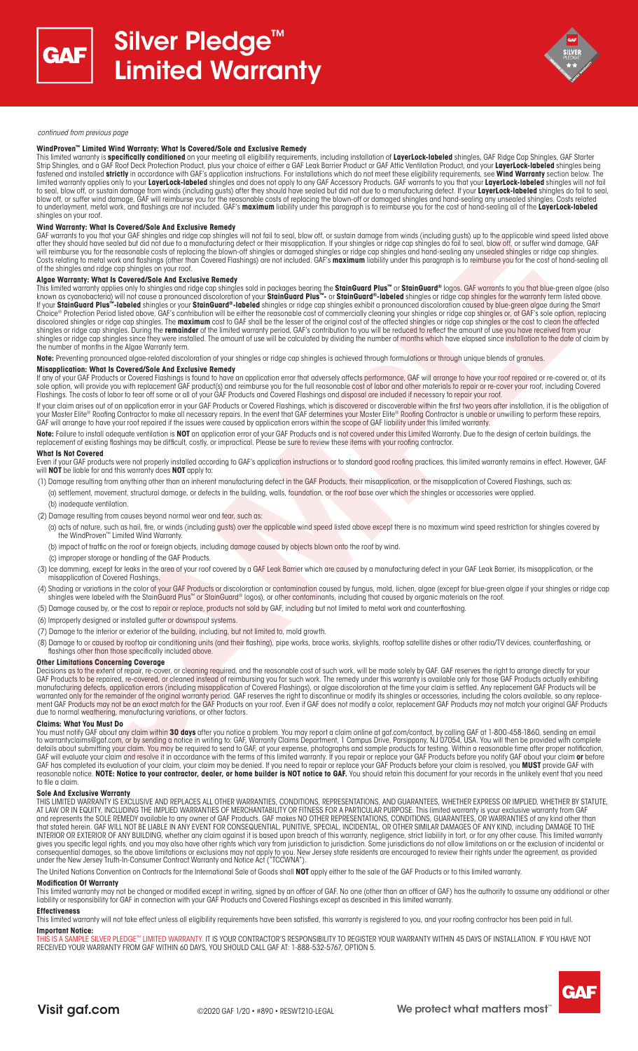# Silver Pledge™ Limited Warranty

*continued from previous page*

**WindProven™ Limited Wind Warranty: What Is Covered/Sole and Exclusive Remedy**

This limited warranty is **specifically conditioned** on your meeting all eligibility requirements, including installation of **LayerLock-labeled** shingles, GAF Ridge Cap Shingles, GAF Starter Strip Shingles, and a GAF Roof Deck Protection Product, plus your choice of either a GAF Leak Barrier Product or GAF Attic Ventilation Product, and your **LayerLock-labeled** shingles being fastened and installed **strictly** in accordance with GAF's application instructions. For installations which do not meet these eligibility requirements, see **Wind Warranty** section below. The limited warranty applies only to your **LayerLock-labeled** shingles and does not apply to any GAF Accessory Products. GAF warrants to you that your **LayerLock-labeled** shingles will not fail to seal, blow off, or sustain damage from winds (including gusts) after they should have sealed but did not due to a manufacturing defect. If your **LayerLock-labeled** shingles do fail to seal, blow off, or suffer wind damage, GAF will reimburse you for the reasonable costs of replacing the blow-off or damaged shingles and hand-sealing any unsealed shingles. Costs related to underlayment, metal work, and flashings are not included. GAF's **maximum** liability under this paragraph is to reimburse you for the cost of hand-sealing all of the **LayerLock-labeled** shingles on your roof.

**Wind Warranty: What Is Covered/Sole And Exclusive Remedy**

GAF warrants to you that your GAF shingles and ridge cap shingles will not fail to seal, blow off, or sustain damage from winds (including gusts) up to the applicable wind speed listed above after they should have sealed but did not due to a manufacturing defect or their misapplication. If your shingles or ridge cap shingles do fail to seal, blow off, or suffer wind damage, GAF will reimburse you for the reasonable costs of replacing the blown-off shingles or damaged shingles or ridge cap shingles and hand-sealing any unsealed shingles or ridge cap shingles. Costs relating to metal work and flashings (other than Covered Flashings) are not included. GAF's **maximum** liability under this paragraph is to reimburse you for the cost of hand-sealing all of the shingles and ridge cap shingles on your roof.

**Algae Warranty: What Is Covered/Sole And Exclusive Remedy**

This limited warranty applies only to shingles and ridge cap shingles sold in packages bearing the **StainGuard Plus™** or **StainGuard®** logos. GAF warrants to you that blue-green algae (also known as cyanobacteria) will not cause a pronounced discoloration of your **StainGuard Plus™-** or **StainGuard®-labeled** shingles or ridge cap shingles for the warranty term listed above. If your **StainGuard Plus™-labeled** shingles or your **StainGuard®-labeled** shingles or ridge cap shingles exhibit a pronounced discoloration caused by blue-green algae during the Smart Choice® Protection Period listed above, GAF's contribution will be either the reasonable cost of commercially cleaning your shingles or ridge cap shingles or, at GAF's sole option, replacing discolored shingles or ridge cap shingles. The **maximum** cost to GAF shall be the lesser of the original cost of the affected shingles or ridge cap shingles or the cost to clean the affected shingles or ridge cap shingles. During the **remainder** of the limited warranty period, GAF's contribution to you will be reduced to reflect the amount of use you have received from your shingles or ridge cap shingles since they were installed. The amount of use will be calculated by dividing the number of months which have elapsed since installation to the date of claim by the number of months in the Algae Warranty term.

**Note:** Preventing pronounced algae-related discoloration of your shingles or ridge cap shingles is achieved through formulations or through unique blends of granules.

**Misapplication: What Is Covered/Sole And Exclusive Remedy**

If any of your GAF Products or Covered Flashings is found to have an application error that adversely affects performance, GAF will arrange to have your roof repaired or re-covered or, at its sole option, will provide you with replacement GAF product(s) and reimburse you for the full reasonable cost of labor and other materials to repair or re-cover your roof, including Covered Flashings. The costs of labor to tear off some or all of your GAF Products and Covered Flashings and disposal are included if necessary to repair your roof.

If your claim arises out of an application error in your GAF Products or Covered Flashings, which is discovered or discoverable within the first two years after installation, it is the obligation of your Master Elite® Roofing Contractor to make all necessary repairs. In the event that GAF determines your Master Elite® Roofing Contractor is unable or unwilling to perform these repairs, GAF will arrange to have your roof repaired if the issues were caused by application errors within the scope of GAF liability under this limited warranty.

**Note:** Failure to install adequate ventilation is **NOT** an application error of your GAF Products and is not covered under this Limited Warranty. Due to the design of certain buildings, the replacement of existing flashings may be difficult, costly, or impractical. Please be sure to review these items with your roofing contractor.

**What Is Not Covered**

Even if your GAF products were not properly installed according to GAF's application instructions or to standard good roofing practices, this limited warranty remains in effect. However, GAF will **NOT** be liable for and this warranty does **NOT** apply to:

(1) Damage resulting from anything other than an inherent manufacturing defect in the GAF Products, their misapplication, or the misapplication of Covered Flashings, such as:
   - (a) settlement, movement, structural damage, or defects in the building, walls, foundation, or the roof base over which the shingles or accessories were applied.
   - (b) inadequate ventilation.

(2) Damage resulting from causes beyond normal wear and tear, such as:
   - (a) acts of nature, such as hail, fire, or winds (including gusts) over the applicable wind speed listed above except there is no maximum wind speed restriction for shingles covered by the WindProven™ Limited Wind Warranty.
   - (b) impact of traffic on the roof or foreign objects, including damage caused by objects blown onto the roof by wind.
   - (c) improper storage or handling of the GAF Products.

(3) Ice damming, except for leaks in the area of your roof covered by a GAF Leak Barrier which are caused by a manufacturing defect in your GAF Leak Barrier, its misapplication, or the misapplication of Covered Flashings.

(4) Shading or variations in the color of your GAF Products or discoloration or contamination caused by fungus, mold, lichen, algae (except for blue-green algae if your shingles or ridge cap shingles were labeled with the StainGuard Plus™ or StainGuard® logos), or other contaminants, including that caused by organic materials on the roof.

(5) Damage caused by, or the cost to repair or replace, products not sold by GAF, including but not limited to metal work and counterflashing.

(6) Improperly designed or installed gutter or downspout systems.

(7) Damage to the interior or exterior of the building, including, but not limited to, mold growth.

(8) Damage to or caused by rooftop air conditioning units (and their flashing), pipe works, brace works, skylights, rooftop satellite dishes or other radio/TV devices, counterflashing, or flashings other than those specifically included above.

**Other Limitations Concerning Coverage**

Decisions as to the extent of repair, re-cover, or cleaning required, and the reasonable cost of such work, will be made solely by GAF. GAF reserves the right to arrange directly for your GAF Products to be repaired, re-covered, or cleaned instead of reimbursing you for such work. The remedy under this warranty is available only for those GAF Products actually exhibiting manufacturing defects, application errors (including misapplication of Covered Flashings), or algae discoloration at the time your claim is settled. Any replacement GAF Products will be warranted only for the remainder of the original warranty period. GAF reserves the right to discontinue or modify its shingles or accessories, including the colors available, so any replacement GAF Products may not be an exact match for the GAF Products on your roof. Even if GAF does not modify a color, replacement GAF Products may not match your original GAF Products due to normal weathering, manufacturing variations, or other factors.

**Claims: What You Must Do**

You must notify GAF about any claim within **30 days** after you notice a problem. You may report a claim online at gaf.com/contact, by calling GAF at 1-800-458-1860, sending an email to warrantyclaims@gaf.com, or by sending a notice in writing to: GAF, Warranty Claims Department, 1 Campus Drive, Parsippany, NJ 07054, USA. You will then be provided with complete details about submitting your claim. You may be required to send to GAF, at your expense, photographs and sample products for testing. Within a reasonable time after proper notification, GAF will evaluate your claim and resolve it in accordance with the terms of this limited warranty. If you repair or replace your GAF Products before you notify GAF about your claim **or** before GAF has completed its evaluation of your claim, your claim may be denied. If you need to repair or replace your GAF Products before your claim is resolved, you **MUST** provide GAF with reasonable notice. **NOTE: Notice to your contractor, dealer, or home builder is NOT notice to GAF.** You should retain this document for your records in the unlikely event that you need to file a claim.

**Sole And Exclusive Warranty**

THIS LIMITED WARRANTY IS EXCLUSIVE AND REPLACES ALL OTHER WARRANTIES, CONDITIONS, REPRESENTATIONS, AND GUARANTEES, WHETHER EXPRESS OR IMPLIED, WHETHER BY STATUTE, AT LAW OR IN EQUITY, INCLUDING THE IMPLIED WARRANTIES OF MERCHANTABILITY OR FITNESS FOR A PARTICULAR PURPOSE. This limited warranty is your exclusive warranty from GAF and represents the SOLE REMEDY available to any owner of GAF Products. GAF makes NO OTHER REPRESENTATIONS, CONDITIONS, GUARANTEES, OR WARRANTIES of any kind other than that stated herein. GAF WILL NOT BE LIABLE IN ANY EVENT FOR CONSEQUENTIAL, PUNITIVE, SPECIAL, INCIDENTAL, OR OTHER SIMILAR DAMAGES OF ANY KIND, including DAMAGE TO THE INTERIOR OR EXTERIOR OF ANY BUILDING, whether any claim against it is based upon breach of this warranty, negligence, strict liability in tort, or for any other cause. This limited warranty gives you specific legal rights, and you may also have other rights which vary from jurisdiction to jurisdiction. Some jurisdictions do not allow limitations on or the exclusion of incidental or consequential damages, so the above limitations or exclusions may not apply to you. New Jersey state residents are encouraged to review their rights under the agreement, as provided under the New Jersey Truth-In-Consumer Contract Warranty and Notice Act ("TCCWNA").

The United Nations Convention on Contracts for the International Sale of Goods shall **NOT** apply either to the sale of the GAF Products or to this limited warranty.

**Modification Of Warranty**

This limited warranty may not be changed or modified except in writing, signed by an officer of GAF. No one (other than an officer of GAF) has the authority to assume any additional or other liability or responsibility for GAF in connection with your GAF Products and Covered Flashings except as described in this limited warranty.

**Effectiveness**

This limited warranty will not take effect unless all eligibility requirements have been satisfied, this warranty is registered to you, and your roofing contractor has been paid in full.

**Important Notice:**

THIS IS A SAMPLE SILVER PLEDGE™ LIMITED WARRANTY. IT IS YOUR CONTRACTOR'S RESPONSIBILITY TO REGISTER YOUR WARRANTY WITHIN 45 DAYS OF INSTALLATION. IF YOU HAVE NOT RECEIVED YOUR WARRANTY FROM GAF WITHIN 60 DAYS, YOU SHOULD CALL GAF AT: 1-888-532-5767, OPTION 5.

Visit gaf.com ©2020 GAF 1/20 • #890 • RESWT210-LEGAL We protect what matters most™